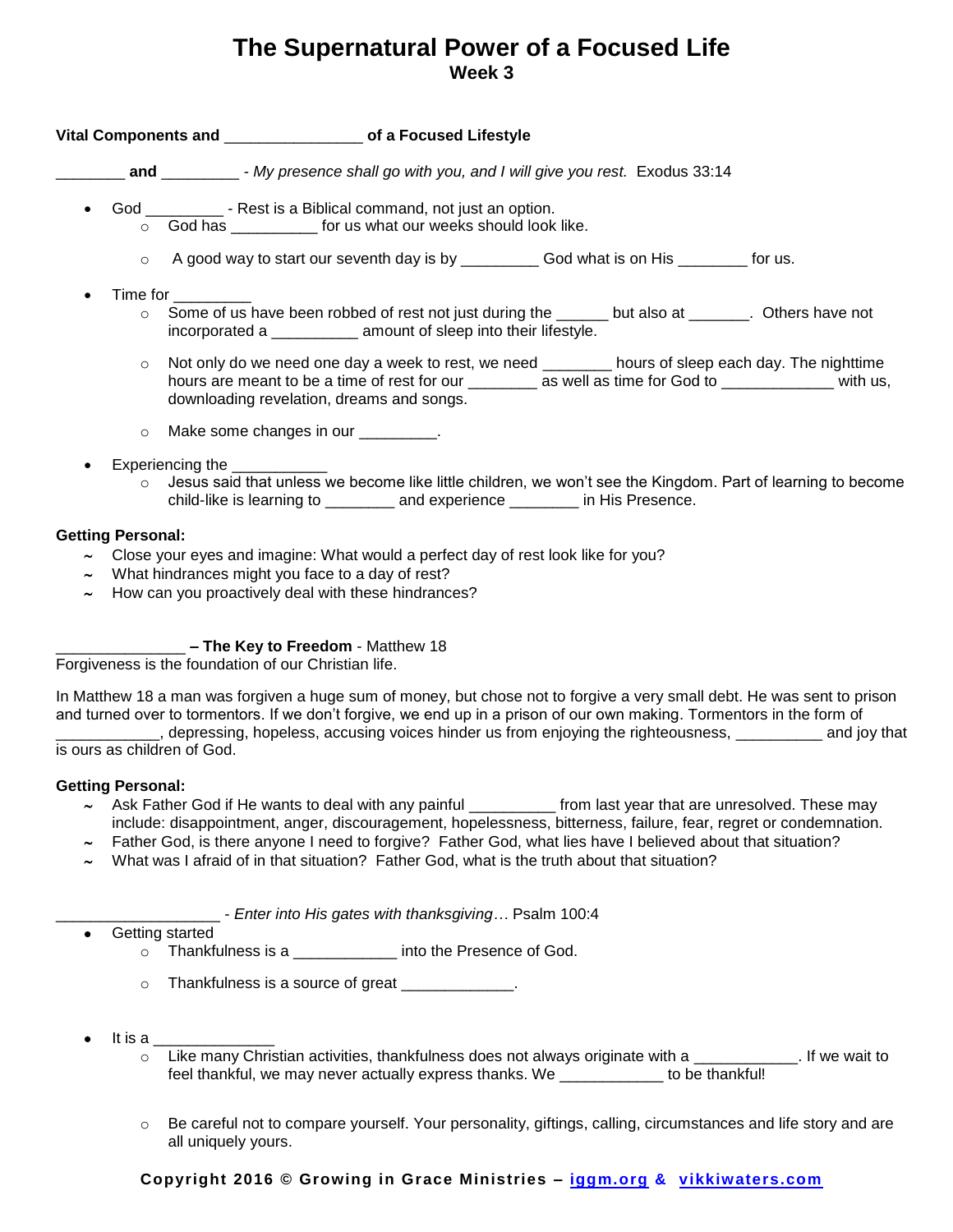# The Supernatural Power of a Focused Life

## Week 3

**Vital Components and ________________ of a Focused Lifestyle**

________ **and** _________ - *My presence shall go with you, and I will give you rest.* Exodus 33:14

- God _________ - Rest is a Biblical command, not just an option.
  - God has __________ for us what our weeks should look like.
  - A good way to start our seventh day is by _________ God what is on His ________ for us.
- Time for _________
  - Some of us have been robbed of rest not just during the ______ but also at _______. Others have not incorporated a __________ amount of sleep into their lifestyle.
  - Not only do we need one day a week to rest, we need ________ hours of sleep each day. The nighttime hours are meant to be a time of rest for our ________ as well as time for God to _____________ with us, downloading revelation, dreams and songs.
  - Make some changes in our _________.
- Experiencing the ___________
  - Jesus said that unless we become like little children, we won't see the Kingdom. Part of learning to become child-like is learning to ________ and experience ________ in His Presence.

**Getting Personal:**

~ Close your eyes and imagine: What would a perfect day of rest look like for you?
~ What hindrances might you face to a day of rest?
~ How can you proactively deal with these hindrances?

_______________ **– The Key to Freedom** - Matthew 18
Forgiveness is the foundation of our Christian life.

In Matthew 18 a man was forgiven a huge sum of money, but chose not to forgive a very small debt. He was sent to prison and turned over to tormentors. If we don't forgive, we end up in a prison of our own making. Tormentors in the form of ____________, depressing, hopeless, accusing voices hinder us from enjoying the righteousness, __________ and joy that is ours as children of God.

**Getting Personal:**

~ Ask Father God if He wants to deal with any painful __________ from last year that are unresolved. These may include: disappointment, anger, discouragement, hopelessness, bitterness, failure, fear, regret or condemnation.
~ Father God, is there anyone I need to forgive? Father God, what lies have I believed about that situation?
~ What was I afraid of in that situation? Father God, what is the truth about that situation?

___________________ - *Enter into His gates with thanksgiving…* Psalm 100:4

- Getting started
  - Thankfulness is a ____________ into the Presence of God.
  - Thankfulness is a source of great _____________.
- It is a ______________
  - Like many Christian activities, thankfulness does not always originate with a ____________. If we wait to feel thankful, we may never actually express thanks. We ____________ to be thankful!
  - Be careful not to compare yourself. Your personality, giftings, calling, circumstances and life story and are all uniquely yours.

**Copyright 2016 © Growing in Grace Ministries – iggm.org & vikkiwaters.com**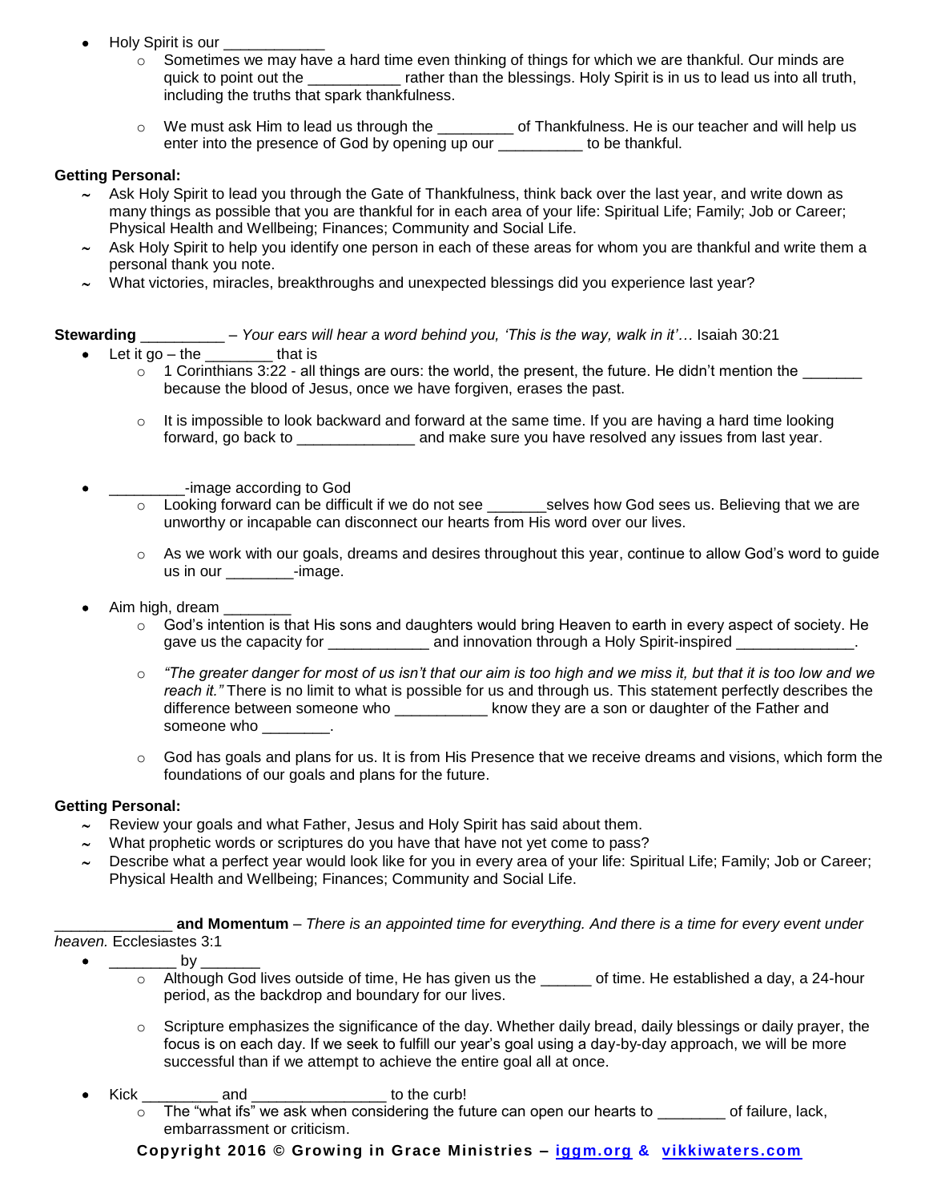- Holy Spirit is our ____________
  - Sometimes we may have a hard time even thinking of things for which we are thankful. Our minds are quick to point out the ___________ rather than the blessings. Holy Spirit is in us to lead us into all truth, including the truths that spark thankfulness.
  - We must ask Him to lead us through the _________ of Thankfulness. He is our teacher and will help us enter into the presence of God by opening up our __________ to be thankful.

**Getting Personal:**

- ~ Ask Holy Spirit to lead you through the Gate of Thankfulness, think back over the last year, and write down as many things as possible that you are thankful for in each area of your life: Spiritual Life; Family; Job or Career; Physical Health and Wellbeing; Finances; Community and Social Life.
- ~ Ask Holy Spirit to help you identify one person in each of these areas for whom you are thankful and write them a personal thank you note.
- ~ What victories, miracles, breakthroughs and unexpected blessings did you experience last year?

**Stewarding** __________ – *Your ears will hear a word behind you, 'This is the way, walk in it'…* Isaiah 30:21

- Let it go – the ________ that is
  - 1 Corinthians 3:22 - all things are ours: the world, the present, the future. He didn't mention the _______ because the blood of Jesus, once we have forgiven, erases the past.
  - It is impossible to look backward and forward at the same time. If you are having a hard time looking forward, go back to ______________ and make sure you have resolved any issues from last year.
- _________-image according to God
  - Looking forward can be difficult if we do not see _______selves how God sees us. Believing that we are unworthy or incapable can disconnect our hearts from His word over our lives.
  - As we work with our goals, dreams and desires throughout this year, continue to allow God's word to guide us in our ________-image.
- Aim high, dream ________
  - God's intention is that His sons and daughters would bring Heaven to earth in every aspect of society. He gave us the capacity for ____________ and innovation through a Holy Spirit-inspired ______________.
  - *"The greater danger for most of us isn't that our aim is too high and we miss it, but that it is too low and we reach it."* There is no limit to what is possible for us and through us. This statement perfectly describes the difference between someone who ___________ know they are a son or daughter of the Father and someone who ________.
  - God has goals and plans for us. It is from His Presence that we receive dreams and visions, which form the foundations of our goals and plans for the future.

**Getting Personal:**

- ~ Review your goals and what Father, Jesus and Holy Spirit has said about them.
- ~ What prophetic words or scriptures do you have that have not yet come to pass?
- ~ Describe what a perfect year would look like for you in every area of your life: Spiritual Life; Family; Job or Career; Physical Health and Wellbeing; Finances; Community and Social Life.

______________ **and Momentum** – *There is an appointed time for everything. And there is a time for every event under heaven.* Ecclesiastes 3:1

- ________ by _______
  - Although God lives outside of time, He has given us the ______ of time. He established a day, a 24-hour period, as the backdrop and boundary for our lives.
  - Scripture emphasizes the significance of the day. Whether daily bread, daily blessings or daily prayer, the focus is on each day. If we seek to fulfill our year's goal using a day-by-day approach, we will be more successful than if we attempt to achieve the entire goal all at once.
- Kick _________ and ________________ to the curb!
  - The "what ifs" we ask when considering the future can open our hearts to ________ of failure, lack, embarrassment or criticism.

**Copyright 2016 © Growing in Grace Ministries – iggm.org & vikkiwaters.com**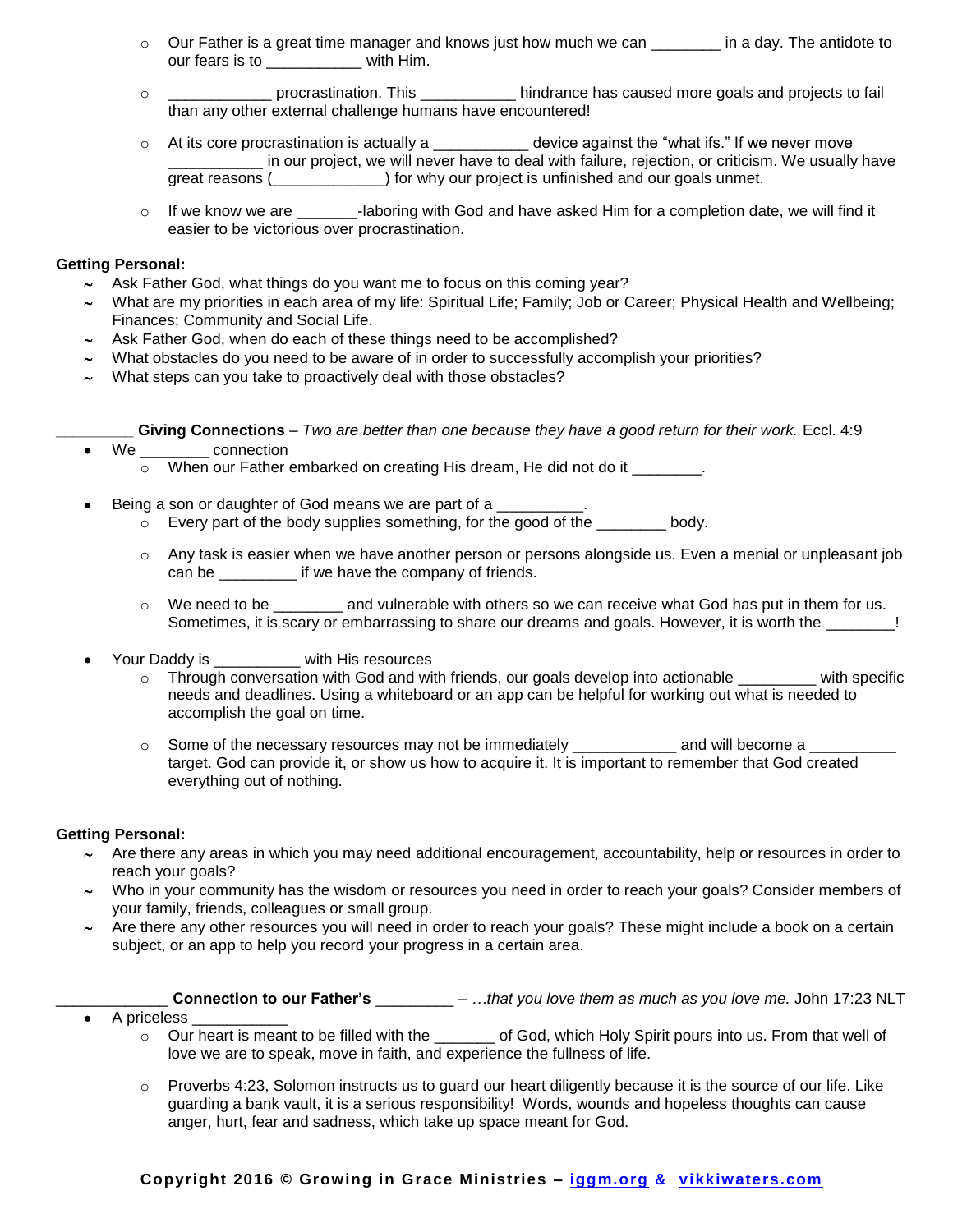- Our Father is a great time manager and knows just how much we can ________ in a day. The antidote to our fears is to ___________ with Him.
- ____________ procrastination. This ___________ hindrance has caused more goals and projects to fail than any other external challenge humans have encountered!
- At its core procrastination is actually a ___________ device against the "what ifs." If we never move ___________ in our project, we will never have to deal with failure, rejection, or criticism. We usually have great reasons (_____________) for why our project is unfinished and our goals unmet.
- If we know we are _______-laboring with God and have asked Him for a completion date, we will find it easier to be victorious over procrastination.

**Getting Personal:**

~ Ask Father God, what things do you want me to focus on this coming year?
~ What are my priorities in each area of my life: Spiritual Life; Family; Job or Career; Physical Health and Wellbeing; Finances; Community and Social Life.
~ Ask Father God, when do each of these things need to be accomplished?
~ What obstacles do you need to be aware of in order to successfully accomplish your priorities?
~ What steps can you take to proactively deal with those obstacles?

_________ **Giving Connections** – *Two are better than one because they have a good return for their work.* Eccl. 4:9

- We ________ connection
  - When our Father embarked on creating His dream, He did not do it ________.
- Being a son or daughter of God means we are part of a __________.
  - Every part of the body supplies something, for the good of the ________ body.
  - Any task is easier when we have another person or persons alongside us. Even a menial or unpleasant job can be _________ if we have the company of friends.
  - We need to be ________ and vulnerable with others so we can receive what God has put in them for us. Sometimes, it is scary or embarrassing to share our dreams and goals. However, it is worth the ________!
- Your Daddy is __________ with His resources
  - Through conversation with God and with friends, our goals develop into actionable _________ with specific needs and deadlines. Using a whiteboard or an app can be helpful for working out what is needed to accomplish the goal on time.
  - Some of the necessary resources may not be immediately ____________ and will become a __________ target. God can provide it, or show us how to acquire it. It is important to remember that God created everything out of nothing.

**Getting Personal:**

~ Are there any areas in which you may need additional encouragement, accountability, help or resources in order to reach your goals?
~ Who in your community has the wisdom or resources you need in order to reach your goals? Consider members of your family, friends, colleagues or small group.
~ Are there any other resources you will need in order to reach your goals? These might include a book on a certain subject, or an app to help you record your progress in a certain area.

_____________ **Connection to our Father's** _________ – *…that you love them as much as you love me.* John 17:23 NLT

- A priceless ___________
  - Our heart is meant to be filled with the _______ of God, which Holy Spirit pours into us. From that well of love we are to speak, move in faith, and experience the fullness of life.
  - Proverbs 4:23, Solomon instructs us to guard our heart diligently because it is the source of our life. Like guarding a bank vault, it is a serious responsibility! Words, wounds and hopeless thoughts can cause anger, hurt, fear and sadness, which take up space meant for God.

**Copyright 2016 © Growing in Grace Ministries – iggm.org & vikkiwaters.com**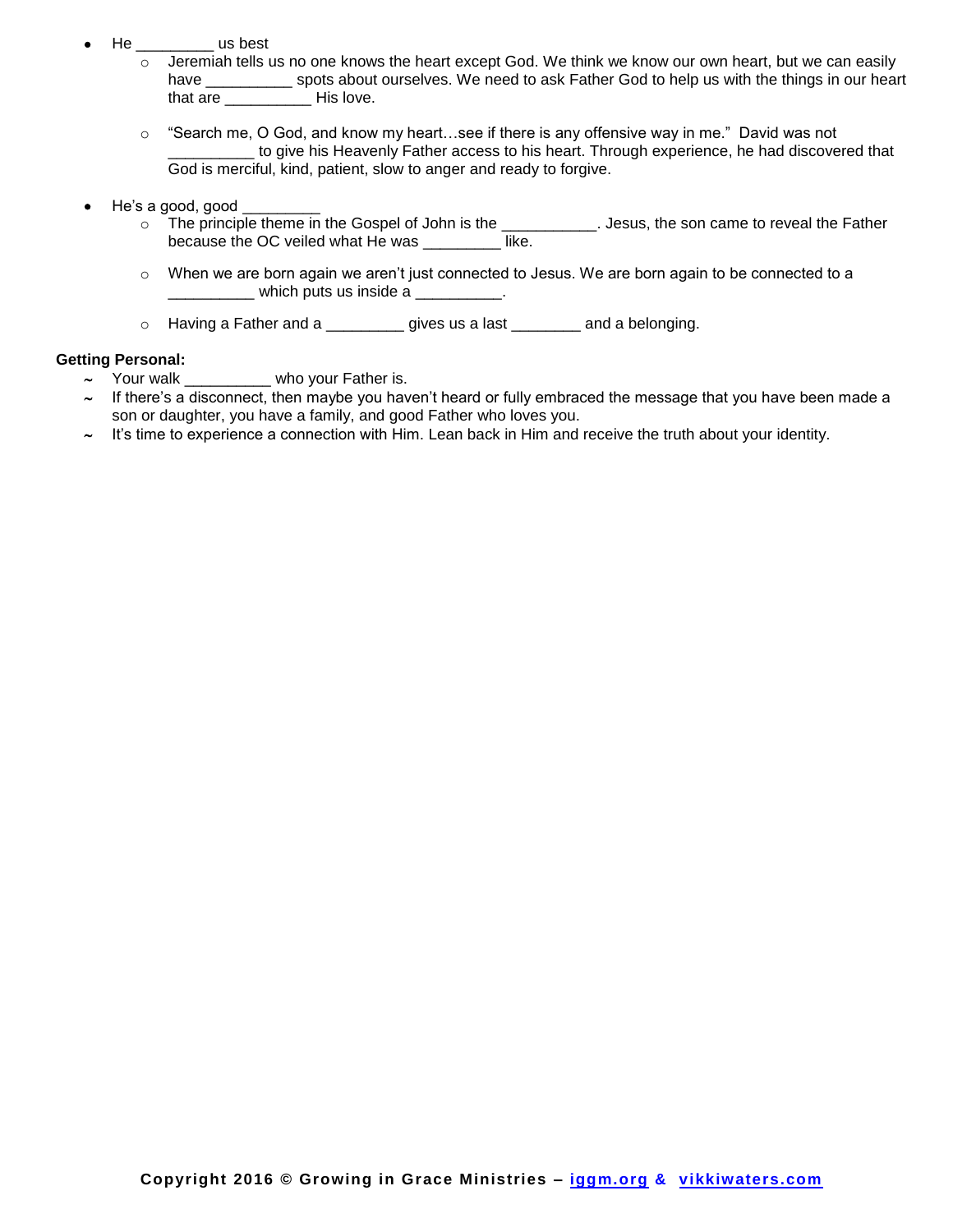- He _________ us best
  - Jeremiah tells us no one knows the heart except God. We think we know our own heart, but we can easily have __________ spots about ourselves. We need to ask Father God to help us with the things in our heart that are __________ His love.
  - "Search me, O God, and know my heart…see if there is any offensive way in me." David was not __________ to give his Heavenly Father access to his heart. Through experience, he had discovered that God is merciful, kind, patient, slow to anger and ready to forgive.
- He's a good, good _________
  - The principle theme in the Gospel of John is the ___________. Jesus, the son came to reveal the Father because the OC veiled what He was _________ like.
  - When we are born again we aren't just connected to Jesus. We are born again to be connected to a __________ which puts us inside a __________.
  - Having a Father and a _________ gives us a last ________ and a belonging.

**Getting Personal:**

~ Your walk __________ who your Father is.

~ If there's a disconnect, then maybe you haven't heard or fully embraced the message that you have been made a son or daughter, you have a family, and good Father who loves you.

~ It's time to experience a connection with Him. Lean back in Him and receive the truth about your identity.

**Copyright 2016 © Growing in Grace Ministries – iggm.org & vikkiwaters.com**